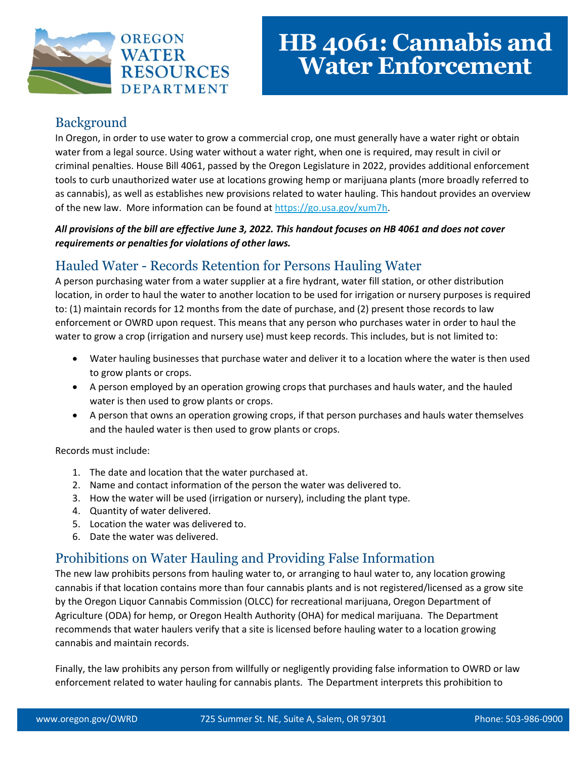# HB 4061: Cannabis and Water Enforcement

## Background

In Oregon, in order to use water to grow a commercial crop, one must generally have a water right or obtain water from a legal source. Using water without a water right, when one is required, may result in civil or criminal penalties. House Bill 4061, passed by the Oregon Legislature in 2022, provides additional enforcement tools to curb unauthorized water use at locations growing hemp or marijuana plants (more broadly referred to as cannabis), as well as establishes new provisions related to water hauling. This handout provides an overview of the new law. More information can be found at https://go.usa.gov/xum7h.

***All provisions of the bill are effective June 3, 2022. This handout focuses on HB 4061 and does not cover requirements or penalties for violations of other laws.***

## Hauled Water - Records Retention for Persons Hauling Water

A person purchasing water from a water supplier at a fire hydrant, water fill station, or other distribution location, in order to haul the water to another location to be used for irrigation or nursery purposes is required to: (1) maintain records for 12 months from the date of purchase, and (2) present those records to law enforcement or OWRD upon request. This means that any person who purchases water in order to haul the water to grow a crop (irrigation and nursery use) must keep records. This includes, but is not limited to:

- Water hauling businesses that purchase water and deliver it to a location where the water is then used to grow plants or crops.
- A person employed by an operation growing crops that purchases and hauls water, and the hauled water is then used to grow plants or crops.
- A person that owns an operation growing crops, if that person purchases and hauls water themselves and the hauled water is then used to grow plants or crops.

Records must include:

1. The date and location that the water purchased at.
2. Name and contact information of the person the water was delivered to.
3. How the water will be used (irrigation or nursery), including the plant type.
4. Quantity of water delivered.
5. Location the water was delivered to.
6. Date the water was delivered.

## Prohibitions on Water Hauling and Providing False Information

The new law prohibits persons from hauling water to, or arranging to haul water to, any location growing cannabis if that location contains more than four cannabis plants and is not registered/licensed as a grow site by the Oregon Liquor Cannabis Commission (OLCC) for recreational marijuana, Oregon Department of Agriculture (ODA) for hemp, or Oregon Health Authority (OHA) for medical marijuana. The Department recommends that water haulers verify that a site is licensed before hauling water to a location growing cannabis and maintain records.

Finally, the law prohibits any person from willfully or negligently providing false information to OWRD or law enforcement related to water hauling for cannabis plants. The Department interprets this prohibition to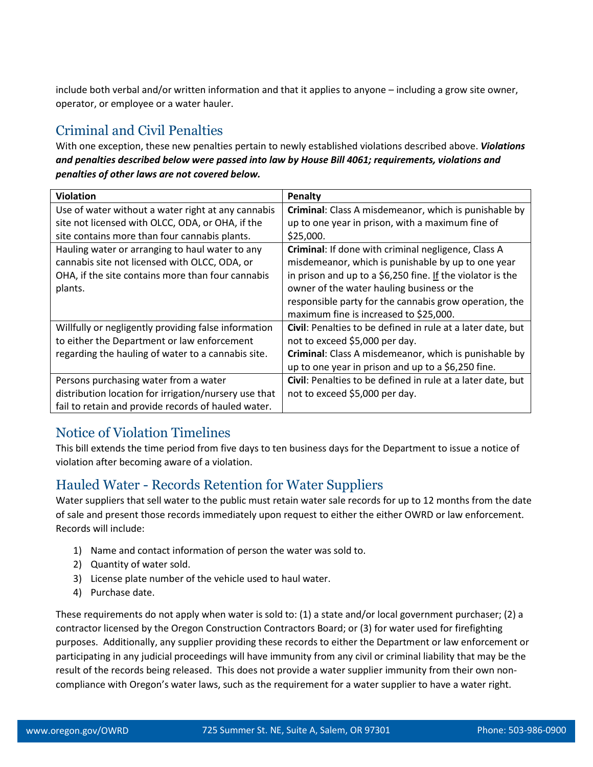include both verbal and/or written information and that it applies to anyone – including a grow site owner, operator, or employee or a water hauler.

## Criminal and Civil Penalties

With one exception, these new penalties pertain to newly established violations described above. ***Violations and penalties described below were passed into law by House Bill 4061; requirements, violations and penalties of other laws are not covered below.***

| Violation | Penalty |
|---|---|
| Use of water without a water right at any cannabis site not licensed with OLCC, ODA, or OHA, if the site contains more than four cannabis plants. | **Criminal**: Class A misdemeanor, which is punishable by up to one year in prison, with a maximum fine of $25,000. |
| Hauling water or arranging to haul water to any cannabis site not licensed with OLCC, ODA, or OHA, if the site contains more than four cannabis plants. | **Criminal**: If done with criminal negligence, Class A misdemeanor, which is punishable by up to one year in prison and up to a $6,250 fine. If the violator is the owner of the water hauling business or the responsible party for the cannabis grow operation, the maximum fine is increased to $25,000. |
| Willfully or negligently providing false information to either the Department or law enforcement regarding the hauling of water to a cannabis site. | **Civil**: Penalties to be defined in rule at a later date, but not to exceed $5,000 per day.<br>**Criminal**: Class A misdemeanor, which is punishable by up to one year in prison and up to a $6,250 fine. |
| Persons purchasing water from a water distribution location for irrigation/nursery use that fail to retain and provide records of hauled water. | **Civil**: Penalties to be defined in rule at a later date, but not to exceed $5,000 per day. |

## Notice of Violation Timelines

This bill extends the time period from five days to ten business days for the Department to issue a notice of violation after becoming aware of a violation.

## Hauled Water - Records Retention for Water Suppliers

Water suppliers that sell water to the public must retain water sale records for up to 12 months from the date of sale and present those records immediately upon request to either the either OWRD or law enforcement. Records will include:

1) Name and contact information of person the water was sold to.
2) Quantity of water sold.
3) License plate number of the vehicle used to haul water.
4) Purchase date.

These requirements do not apply when water is sold to: (1) a state and/or local government purchaser; (2) a contractor licensed by the Oregon Construction Contractors Board; or (3) for water used for firefighting purposes. Additionally, any supplier providing these records to either the Department or law enforcement or participating in any judicial proceedings will have immunity from any civil or criminal liability that may be the result of the records being released. This does not provide a water supplier immunity from their own non-compliance with Oregon's water laws, such as the requirement for a water supplier to have a water right.